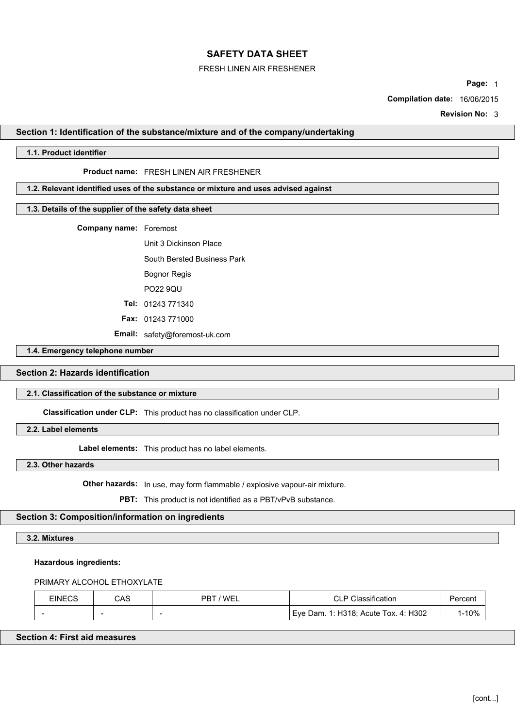# SAFETY DATA SHEET

FRESH LINEN AIR FRESHENER

**Page:** 1

**Compilation date:** 16/06/2015

**Revision No:** 3

## Section 1: Identification of the substance/mixture and of the company/undertaking

### 1.1. Product identifier

**Product name:** FRESH LINEN AIR FRESHENER

### 1.2. Relevant identified uses of the substance or mixture and uses advised against

### 1.3. Details of the supplier of the safety data sheet

**Company name:** Foremost

Unit 3 Dickinson Place

South Bersted Business Park

Bognor Regis

PO22 9QU

**Tel:** 01243 771340

**Fax:** 01243 771000

**Email:** safety@foremost-uk.com

### 1.4. Emergency telephone number

## Section 2: Hazards identification

### 2.1. Classification of the substance or mixture

**Classification under CLP:** This product has no classification under CLP.

### 2.2. Label elements

**Label elements:** This product has no label elements.

### 2.3. Other hazards

**Other hazards:** In use, may form flammable / explosive vapour-air mixture.

**PBT:** This product is not identified as a PBT/vPvB substance.

## Section 3: Composition/information on ingredients

### 3.2. Mixtures

**Hazardous ingredients:**

PRIMARY ALCOHOL ETHOXYLATE

| EINECS | CAS | PBT / WEL | CLP Classification | Percent |
|---|---|---|---|---|
| - | - | - | Eye Dam. 1: H318; Acute Tox. 4: H302 | 1-10% |

## Section 4: First aid measures

[cont...]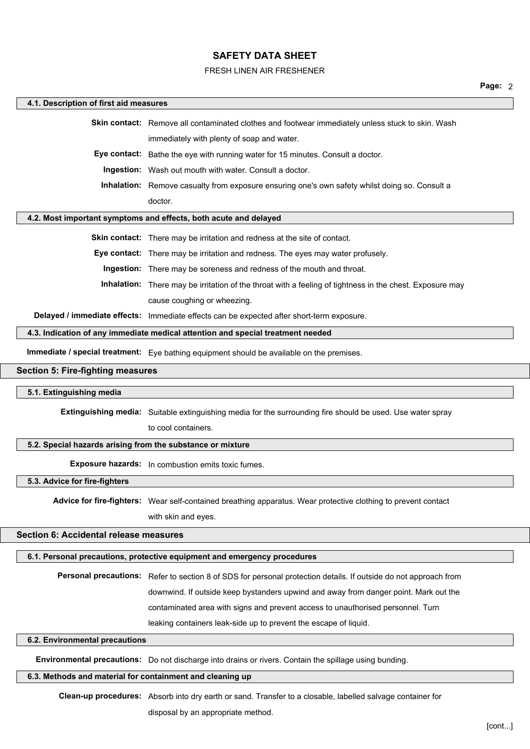#### 4.1. Description of first aid measures

**Skin contact:** Remove all contaminated clothes and footwear immediately unless stuck to skin. Wash immediately with plenty of soap and water.

**Eye contact:** Bathe the eye with running water for 15 minutes. Consult a doctor.

**Ingestion:** Wash out mouth with water. Consult a doctor.

**Inhalation:** Remove casualty from exposure ensuring one's own safety whilst doing so. Consult a doctor.

#### 4.2. Most important symptoms and effects, both acute and delayed

**Skin contact:** There may be irritation and redness at the site of contact.

**Eye contact:** There may be irritation and redness. The eyes may water profusely.

**Ingestion:** There may be soreness and redness of the mouth and throat.

**Inhalation:** There may be irritation of the throat with a feeling of tightness in the chest. Exposure may cause coughing or wheezing.

**Delayed / immediate effects:** Immediate effects can be expected after short-term exposure.

#### 4.3. Indication of any immediate medical attention and special treatment needed

**Immediate / special treatment:** Eye bathing equipment should be available on the premises.

## Section 5: Fire-fighting measures

#### 5.1. Extinguishing media

**Extinguishing media:** Suitable extinguishing media for the surrounding fire should be used. Use water spray to cool containers.

#### 5.2. Special hazards arising from the substance or mixture

**Exposure hazards:** In combustion emits toxic fumes.

#### 5.3. Advice for fire-fighters

**Advice for fire-fighters:** Wear self-contained breathing apparatus. Wear protective clothing to prevent contact with skin and eyes.

## Section 6: Accidental release measures

#### 6.1. Personal precautions, protective equipment and emergency procedures

**Personal precautions:** Refer to section 8 of SDS for personal protection details. If outside do not approach from downwind. If outside keep bystanders upwind and away from danger point. Mark out the contaminated area with signs and prevent access to unauthorised personnel. Turn leaking containers leak-side up to prevent the escape of liquid.

#### 6.2. Environmental precautions

**Environmental precautions:** Do not discharge into drains or rivers. Contain the spillage using bunding.

#### 6.3. Methods and material for containment and cleaning up

**Clean-up procedures:** Absorb into dry earth or sand. Transfer to a closable, labelled salvage container for disposal by an appropriate method.

[cont...]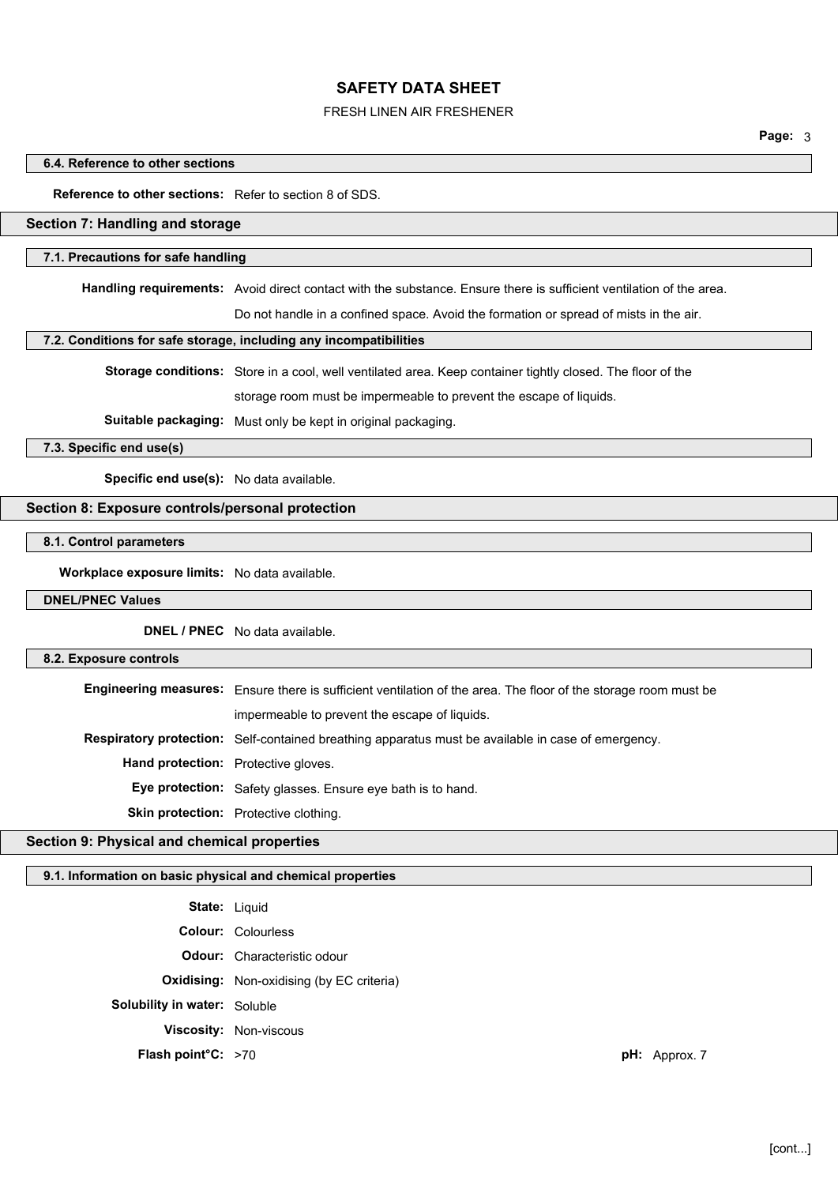### 6.4. Reference to other sections

**Reference to other sections:** Refer to section 8 of SDS.

## Section 7: Handling and storage

### 7.1. Precautions for safe handling

**Handling requirements:** Avoid direct contact with the substance. Ensure there is sufficient ventilation of the area. Do not handle in a confined space. Avoid the formation or spread of mists in the air.

### 7.2. Conditions for safe storage, including any incompatibilities

**Storage conditions:** Store in a cool, well ventilated area. Keep container tightly closed. The floor of the storage room must be impermeable to prevent the escape of liquids.

**Suitable packaging:** Must only be kept in original packaging.

### 7.3. Specific end use(s)

**Specific end use(s):** No data available.

## Section 8: Exposure controls/personal protection

### 8.1. Control parameters

**Workplace exposure limits:** No data available.

### DNEL/PNEC Values

**DNEL / PNEC** No data available.

### 8.2. Exposure controls

**Engineering measures:** Ensure there is sufficient ventilation of the area. The floor of the storage room must be impermeable to prevent the escape of liquids.

**Respiratory protection:** Self-contained breathing apparatus must be available in case of emergency.

**Hand protection:** Protective gloves.

**Eye protection:** Safety glasses. Ensure eye bath is to hand.

**Skin protection:** Protective clothing.

## Section 9: Physical and chemical properties

### 9.1. Information on basic physical and chemical properties

**State:** Liquid

**Colour:** Colourless

**Odour:** Characteristic odour

**Oxidising:** Non-oxidising (by EC criteria)

**Solubility in water:** Soluble

**Viscosity:** Non-viscous

**Flash point°C:** >70

**pH:** Approx. 7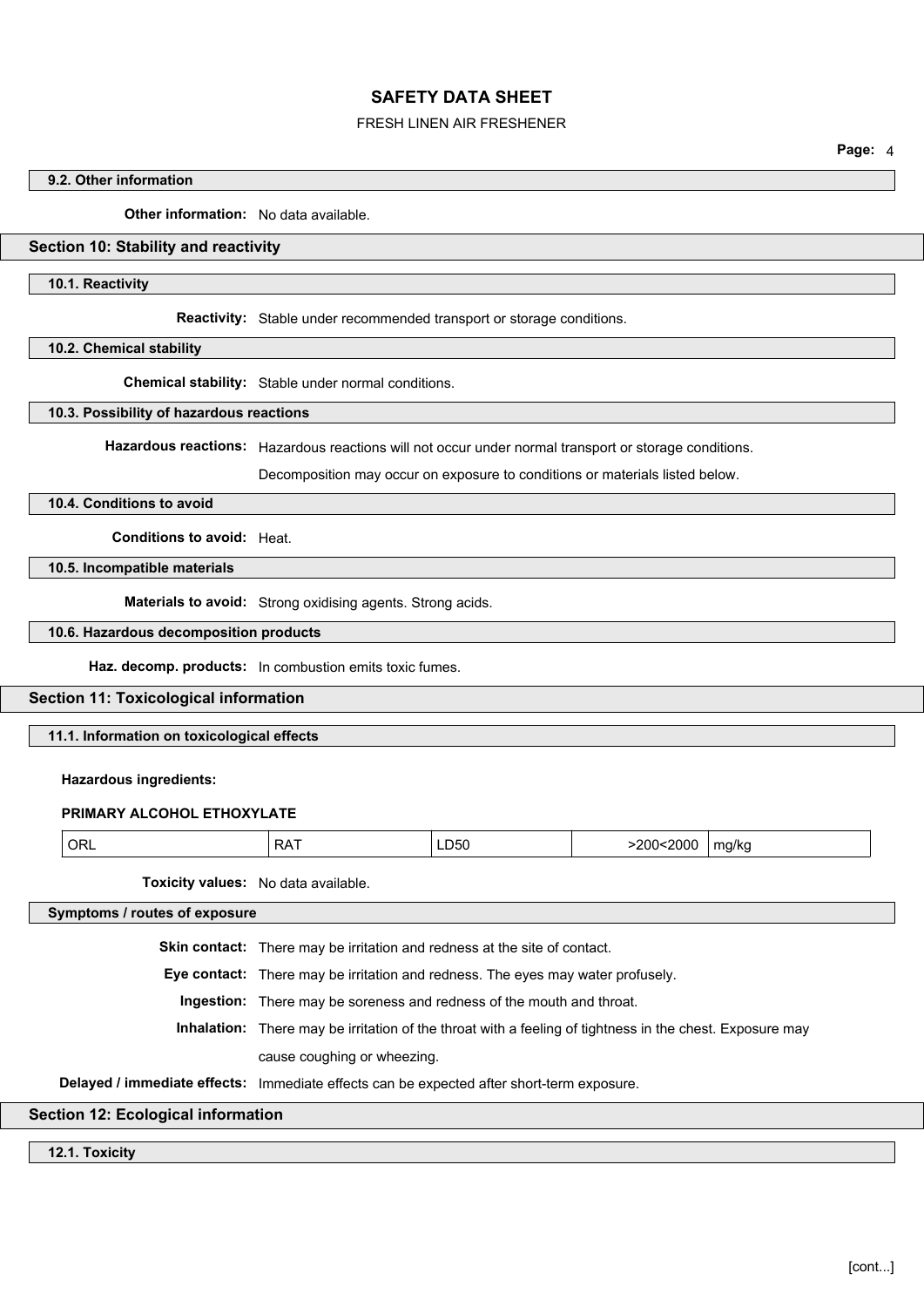### 9.2. Other information

**Other information:** No data available.

## Section 10: Stability and reactivity

### 10.1. Reactivity

**Reactivity:** Stable under recommended transport or storage conditions.

### 10.2. Chemical stability

**Chemical stability:** Stable under normal conditions.

### 10.3. Possibility of hazardous reactions

**Hazardous reactions:** Hazardous reactions will not occur under normal transport or storage conditions.

Decomposition may occur on exposure to conditions or materials listed below.

### 10.4. Conditions to avoid

**Conditions to avoid:** Heat.

### 10.5. Incompatible materials

**Materials to avoid:** Strong oxidising agents. Strong acids.

### 10.6. Hazardous decomposition products

**Haz. decomp. products:** In combustion emits toxic fumes.

## Section 11: Toxicological information

### 11.1. Information on toxicological effects

**Hazardous ingredients:**

**PRIMARY ALCOHOL ETHOXYLATE**

| | | | | |
|---|---|---|---|---|
| ORL | RAT | LD50 | >200<2000 | mg/kg |

**Toxicity values:** No data available.

### Symptoms / routes of exposure

**Skin contact:** There may be irritation and redness at the site of contact.

**Eye contact:** There may be irritation and redness. The eyes may water profusely.

**Ingestion:** There may be soreness and redness of the mouth and throat.

**Inhalation:** There may be irritation of the throat with a feeling of tightness in the chest. Exposure may cause coughing or wheezing.

**Delayed / immediate effects:** Immediate effects can be expected after short-term exposure.

## Section 12: Ecological information

### 12.1. Toxicity

[cont...]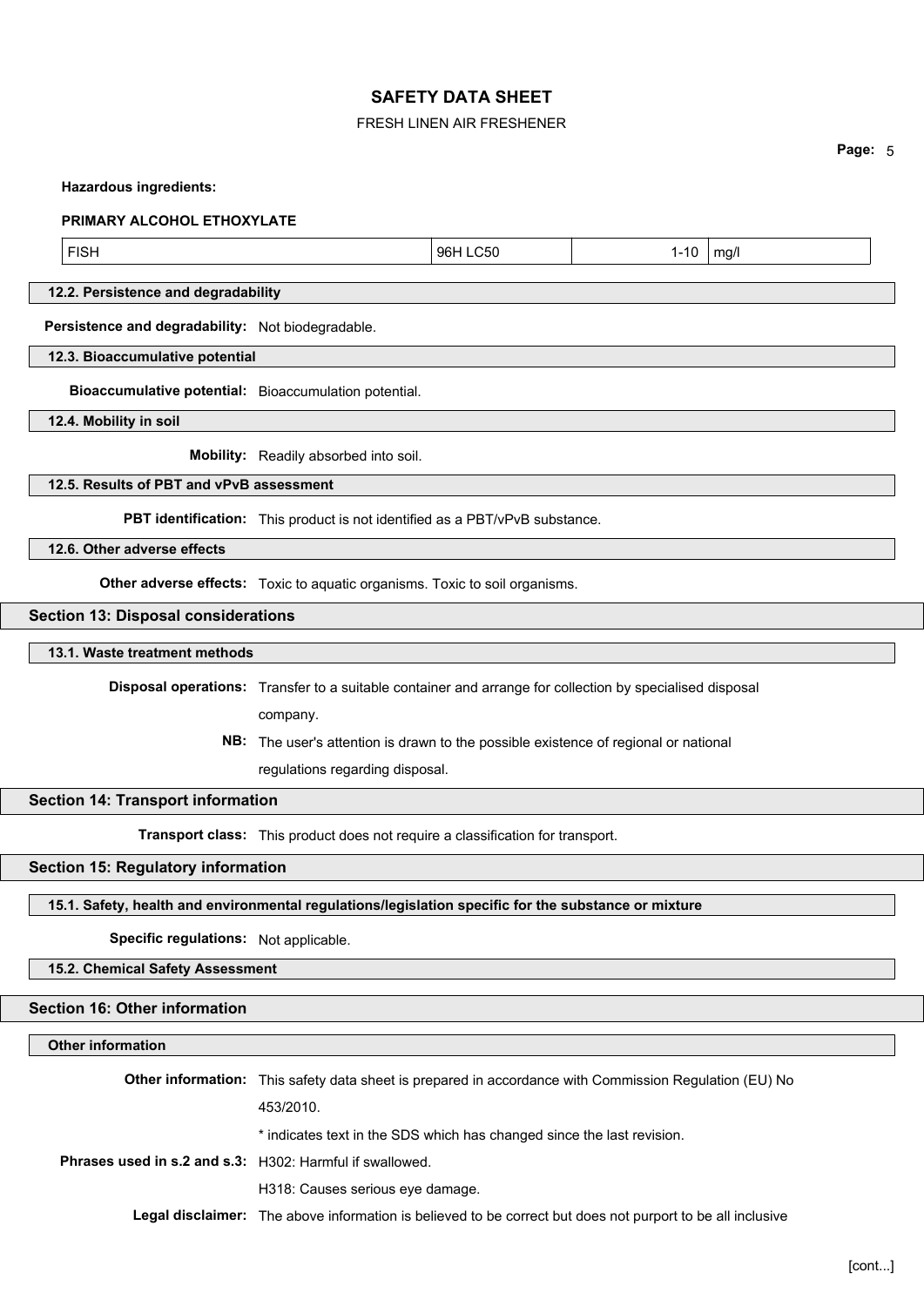**Hazardous ingredients:**

**PRIMARY ALCOHOL ETHOXYLATE**

| FISH | 96H LC50 | 1-10 | mg/l |
|---|---|---|---|

### 12.2. Persistence and degradability

**Persistence and degradability:** Not biodegradable.

### 12.3. Bioaccumulative potential

**Bioaccumulative potential:** Bioaccumulation potential.

### 12.4. Mobility in soil

**Mobility:** Readily absorbed into soil.

### 12.5. Results of PBT and vPvB assessment

**PBT identification:** This product is not identified as a PBT/vPvB substance.

### 12.6. Other adverse effects

**Other adverse effects:** Toxic to aquatic organisms. Toxic to soil organisms.

## Section 13: Disposal considerations

### 13.1. Waste treatment methods

**Disposal operations:** Transfer to a suitable container and arrange for collection by specialised disposal company.

**NB:** The user's attention is drawn to the possible existence of regional or national regulations regarding disposal.

## Section 14: Transport information

**Transport class:** This product does not require a classification for transport.

## Section 15: Regulatory information

### 15.1. Safety, health and environmental regulations/legislation specific for the substance or mixture

**Specific regulations:** Not applicable.

### 15.2. Chemical Safety Assessment

## Section 16: Other information

### Other information

**Other information:** This safety data sheet is prepared in accordance with Commission Regulation (EU) No 453/2010.

* indicates text in the SDS which has changed since the last revision.

**Phrases used in s.2 and s.3:** H302: Harmful if swallowed.

H318: Causes serious eye damage.

**Legal disclaimer:** The above information is believed to be correct but does not purport to be all inclusive

[cont...]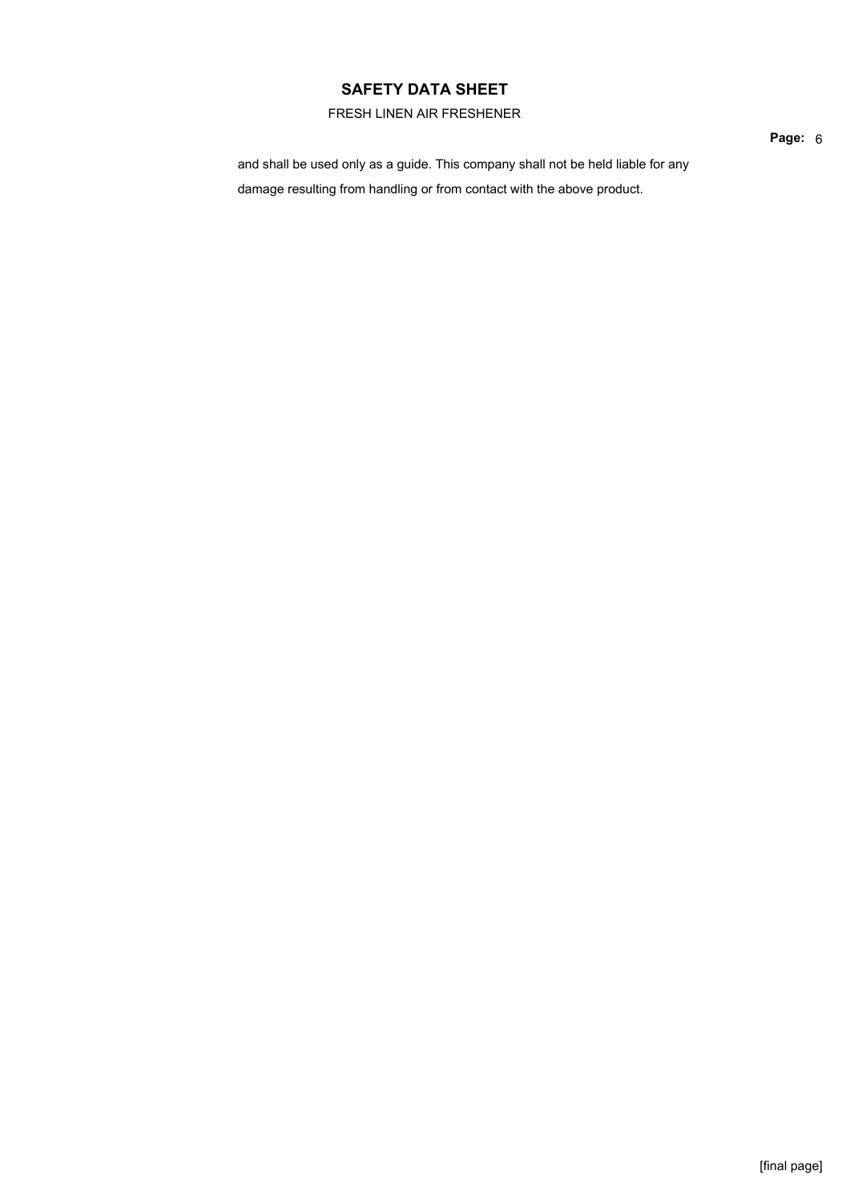and shall be used only as a guide. This company shall not be held liable for any damage resulting from handling or from contact with the above product.

[final page]